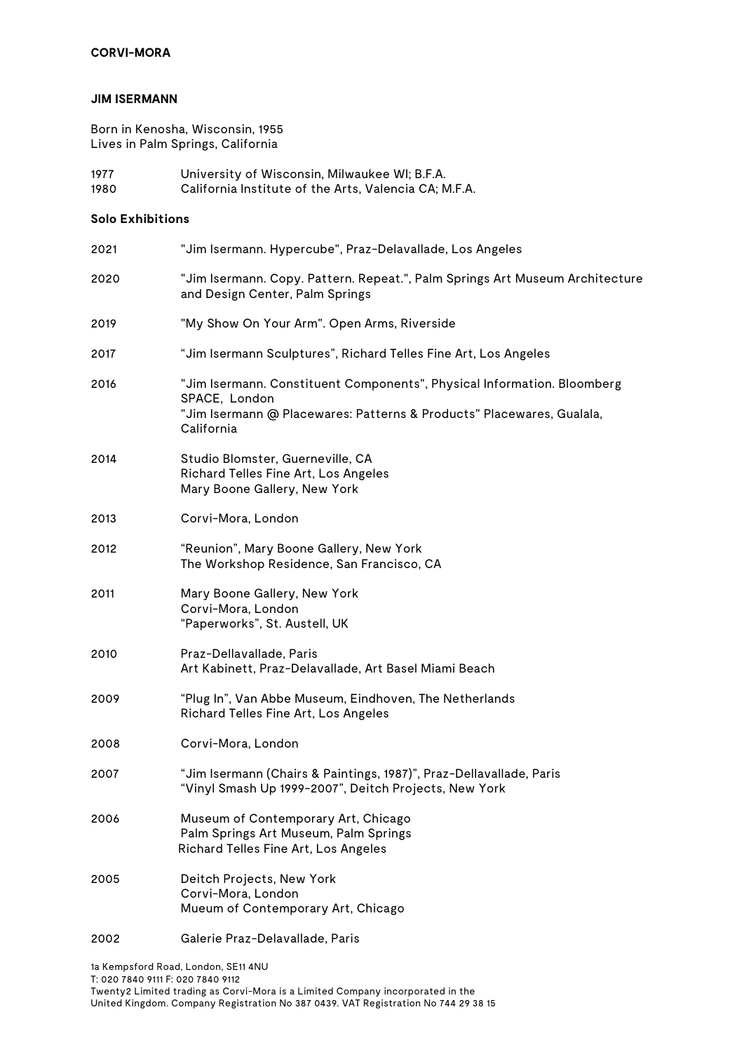**CORVI-MORA**

**JIM ISERMANN**

Born in Kenosha, Wisconsin, 1955
Lives in Palm Springs, California

1977 University of Wisconsin, Milwaukee WI; B.F.A.
1980 California Institute of the Arts, Valencia CA; M.F.A.

**Solo Exhibitions**

2021 "Jim Isermann. Hypercube", Praz-Delavallade, Los Angeles

2020 "Jim Isermann. Copy. Pattern. Repeat.", Palm Springs Art Museum Architecture and Design Center, Palm Springs

2019 "My Show On Your Arm". Open Arms, Riverside

2017 "Jim Isermann Sculptures", Richard Telles Fine Art, Los Angeles

2016 "Jim Isermann. Constituent Components", Physical Information. Bloomberg SPACE, London
"Jim Isermann @ Placewares: Patterns & Products" Placewares, Gualala, California

2014 Studio Blomster, Guerneville, CA
Richard Telles Fine Art, Los Angeles
Mary Boone Gallery, New York

2013 Corvi-Mora, London

2012 "Reunion", Mary Boone Gallery, New York
The Workshop Residence, San Francisco, CA

2011 Mary Boone Gallery, New York
Corvi-Mora, London
"Paperworks", St. Austell, UK

2010 Praz-Dellavallade, Paris
Art Kabinett, Praz-Delavallade, Art Basel Miami Beach

2009 "Plug In", Van Abbe Museum, Eindhoven, The Netherlands
Richard Telles Fine Art, Los Angeles

2008 Corvi-Mora, London

2007 "Jim Isermann (Chairs & Paintings, 1987)", Praz-Dellavallade, Paris
"Vinyl Smash Up 1999-2007", Deitch Projects, New York

2006 Museum of Contemporary Art, Chicago
Palm Springs Art Museum, Palm Springs
Richard Telles Fine Art, Los Angeles

2005 Deitch Projects, New York
Corvi-Mora, London
Mueum of Contemporary Art, Chicago

2002 Galerie Praz-Delavallade, Paris

1a Kempsford Road, London, SE11 4NU
T: 020 7840 9111 F: 020 7840 9112
Twenty2 Limited trading as Corvi-Mora is a Limited Company incorporated in the United Kingdom. Company Registration No 387 0439. VAT Registration No 744 29 38 15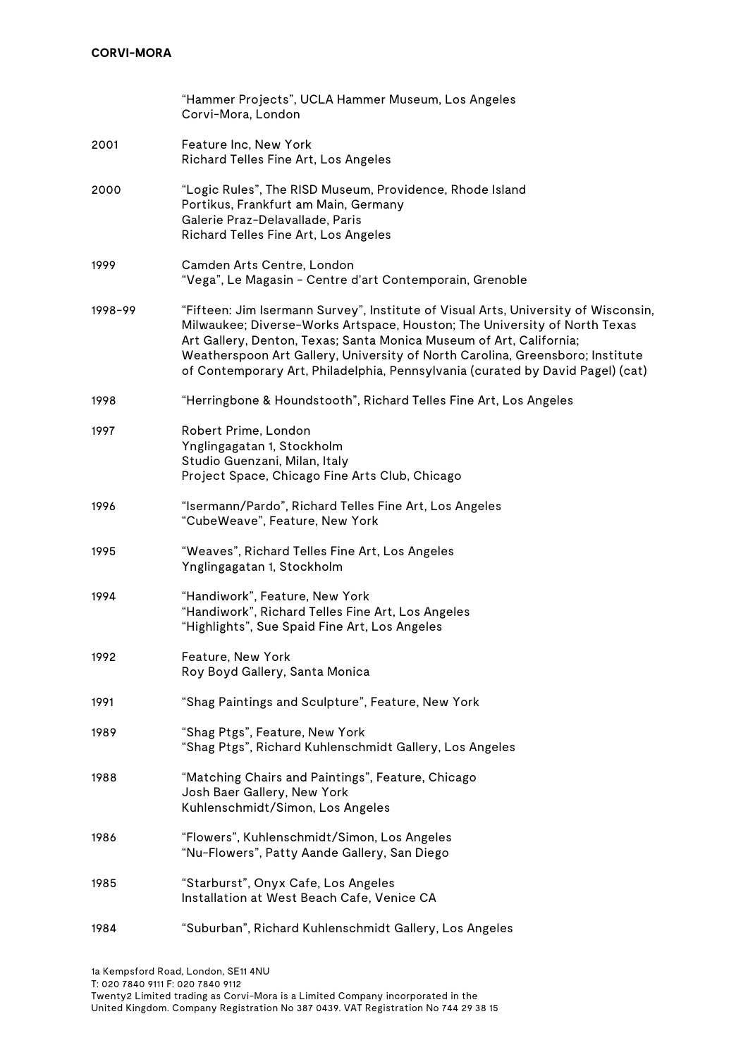| | |
|---|---|
| | "Hammer Projects", UCLA Hammer Museum, Los Angeles<br>Corvi-Mora, London |
| 2001 | Feature Inc, New York<br>Richard Telles Fine Art, Los Angeles |
| 2000 | "Logic Rules", The RISD Museum, Providence, Rhode Island<br>Portikus, Frankfurt am Main, Germany<br>Galerie Praz-Delavallade, Paris<br>Richard Telles Fine Art, Los Angeles |
| 1999 | Camden Arts Centre, London<br>"Vega", Le Magasin - Centre d'art Contemporain, Grenoble |
| 1998-99 | "Fifteen: Jim Isermann Survey", Institute of Visual Arts, University of Wisconsin, Milwaukee; Diverse-Works Artspace, Houston; The University of North Texas Art Gallery, Denton, Texas; Santa Monica Museum of Art, California; Weatherspoon Art Gallery, University of North Carolina, Greensboro; Institute of Contemporary Art, Philadelphia, Pennsylvania (curated by David Pagel) (cat) |
| 1998 | "Herringbone & Houndstooth", Richard Telles Fine Art, Los Angeles |
| 1997 | Robert Prime, London<br>Ynglingagatan 1, Stockholm<br>Studio Guenzani, Milan, Italy<br>Project Space, Chicago Fine Arts Club, Chicago |
| 1996 | "Isermann/Pardo", Richard Telles Fine Art, Los Angeles<br>"CubeWeave", Feature, New York |
| 1995 | "Weaves", Richard Telles Fine Art, Los Angeles<br>Ynglingagatan 1, Stockholm |
| 1994 | "Handiwork", Feature, New York<br>"Handiwork", Richard Telles Fine Art, Los Angeles<br>"Highlights", Sue Spaid Fine Art, Los Angeles |
| 1992 | Feature, New York<br>Roy Boyd Gallery, Santa Monica |
| 1991 | "Shag Paintings and Sculpture", Feature, New York |
| 1989 | "Shag Ptgs", Feature, New York<br>"Shag Ptgs", Richard Kuhlenschmidt Gallery, Los Angeles |
| 1988 | "Matching Chairs and Paintings", Feature, Chicago<br>Josh Baer Gallery, New York<br>Kuhlenschmidt/Simon, Los Angeles |
| 1986 | "Flowers", Kuhlenschmidt/Simon, Los Angeles<br>"Nu-Flowers", Patty Aande Gallery, San Diego |
| 1985 | "Starburst", Onyx Cafe, Los Angeles<br>Installation at West Beach Cafe, Venice CA |
| 1984 | "Suburban", Richard Kuhlenschmidt Gallery, Los Angeles |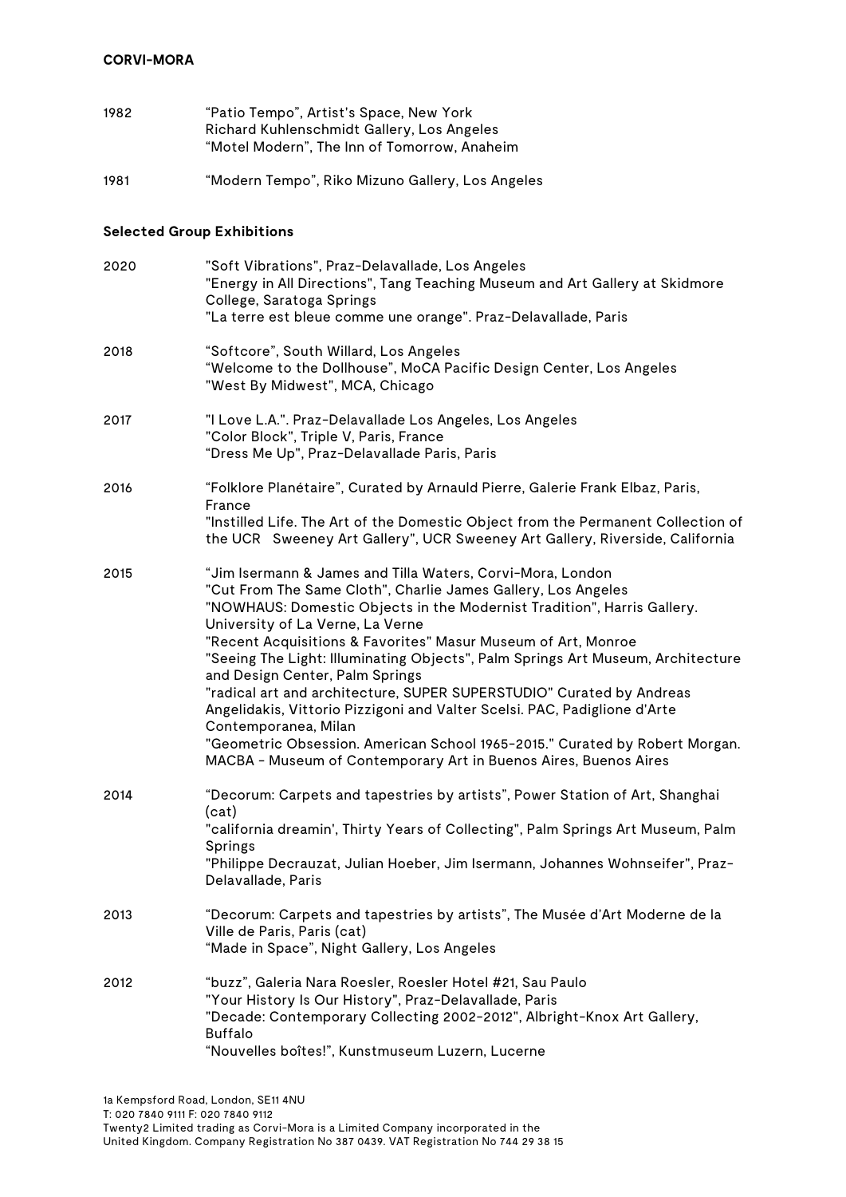1982 "Patio Tempo", Artist's Space, New York
Richard Kuhlenschmidt Gallery, Los Angeles
"Motel Modern", The Inn of Tomorrow, Anaheim

1981 "Modern Tempo", Riko Mizuno Gallery, Los Angeles

**Selected Group Exhibitions**

2020 "Soft Vibrations", Praz-Delavallade, Los Angeles
"Energy in All Directions", Tang Teaching Museum and Art Gallery at Skidmore College, Saratoga Springs
"La terre est bleue comme une orange". Praz-Delavallade, Paris

2018 "Softcore", South Willard, Los Angeles
"Welcome to the Dollhouse", MoCA Pacific Design Center, Los Angeles
"West By Midwest", MCA, Chicago

2017 "I Love L.A.". Praz-Delavallade Los Angeles, Los Angeles
"Color Block", Triple V, Paris, France
"Dress Me Up", Praz-Delavallade Paris, Paris

2016 "Folklore Planétaire", Curated by Arnauld Pierre, Galerie Frank Elbaz, Paris, France
"Instilled Life. The Art of the Domestic Object from the Permanent Collection of the UCR Sweeney Art Gallery", UCR Sweeney Art Gallery, Riverside, California

2015 "Jim Isermann & James and Tilla Waters, Corvi-Mora, London
"Cut From The Same Cloth", Charlie James Gallery, Los Angeles
"NOWHAUS: Domestic Objects in the Modernist Tradition", Harris Gallery. University of La Verne, La Verne
"Recent Acquisitions & Favorites" Masur Museum of Art, Monroe
"Seeing The Light: Illuminating Objects", Palm Springs Art Museum, Architecture and Design Center, Palm Springs
"radical art and architecture, SUPER SUPERSTUDIO" Curated by Andreas Angelidakis, Vittorio Pizzigoni and Valter Scelsi. PAC, Padiglione d'Arte Contemporanea, Milan
"Geometric Obsession. American School 1965-2015." Curated by Robert Morgan. MACBA - Museum of Contemporary Art in Buenos Aires, Buenos Aires

2014 "Decorum: Carpets and tapestries by artists", Power Station of Art, Shanghai (cat)
"california dreamin', Thirty Years of Collecting", Palm Springs Art Museum, Palm Springs
"Philippe Decrauzat, Julian Hoeber, Jim Isermann, Johannes Wohnseifer", Praz-Delavallade, Paris

2013 "Decorum: Carpets and tapestries by artists", The Musée d'Art Moderne de la Ville de Paris, Paris (cat)
"Made in Space", Night Gallery, Los Angeles

2012 "buzz", Galeria Nara Roesler, Roesler Hotel #21, Sau Paulo
"Your History Is Our History", Praz-Delavallade, Paris
"Decade: Contemporary Collecting 2002-2012", Albright-Knox Art Gallery, Buffalo
"Nouvelles boîtes!", Kunstmuseum Luzern, Lucerne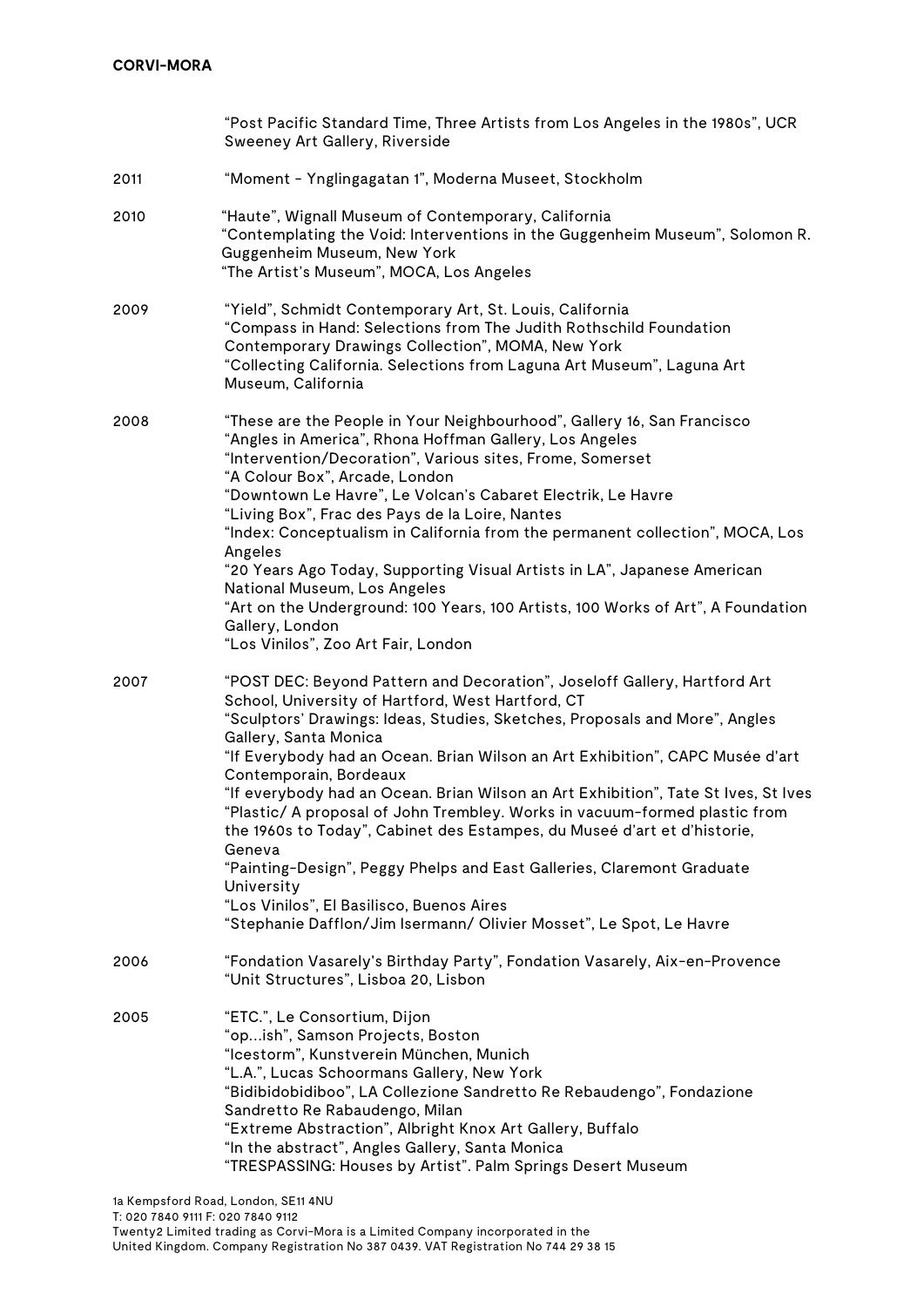"Post Pacific Standard Time, Three Artists from Los Angeles in the 1980s", UCR Sweeney Art Gallery, Riverside

2011 "Moment - Ynglingagatan 1", Moderna Museet, Stockholm

2010 "Haute", Wignall Museum of Contemporary, California
"Contemplating the Void: Interventions in the Guggenheim Museum", Solomon R. Guggenheim Museum, New York
"The Artist's Museum", MOCA, Los Angeles

2009 "Yield", Schmidt Contemporary Art, St. Louis, California
"Compass in Hand: Selections from The Judith Rothschild Foundation Contemporary Drawings Collection", MOMA, New York
"Collecting California. Selections from Laguna Art Museum", Laguna Art Museum, California

2008 "These are the People in Your Neighbourhood", Gallery 16, San Francisco
"Angles in America", Rhona Hoffman Gallery, Los Angeles
"Intervention/Decoration", Various sites, Frome, Somerset
"A Colour Box", Arcade, London
"Downtown Le Havre", Le Volcan's Cabaret Electrik, Le Havre
"Living Box", Frac des Pays de la Loire, Nantes
"Index: Conceptualism in California from the permanent collection", MOCA, Los Angeles
"20 Years Ago Today, Supporting Visual Artists in LA", Japanese American National Museum, Los Angeles
"Art on the Underground: 100 Years, 100 Artists, 100 Works of Art", A Foundation Gallery, London
"Los Vinilos", Zoo Art Fair, London

2007 "POST DEC: Beyond Pattern and Decoration", Joseloff Gallery, Hartford Art School, University of Hartford, West Hartford, CT
"Sculptors' Drawings: Ideas, Studies, Sketches, Proposals and More", Angles Gallery, Santa Monica
"If Everybody had an Ocean. Brian Wilson an Art Exhibition", CAPC Musée d'art Contemporain, Bordeaux
"If everybody had an Ocean. Brian Wilson an Art Exhibition", Tate St Ives, St Ives
"Plastic/ A proposal of John Trembley. Works in vacuum-formed plastic from the 1960s to Today", Cabinet des Estampes, du Museé d'art et d'historie, Geneva
"Painting-Design", Peggy Phelps and East Galleries, Claremont Graduate University
"Los Vinilos", El Basilisco, Buenos Aires
"Stephanie Dafflon/Jim Isermann/ Olivier Mosset", Le Spot, Le Havre

2006 "Fondation Vasarely's Birthday Party", Fondation Vasarely, Aix-en-Provence
"Unit Structures", Lisboa 20, Lisbon

2005 "ETC.", Le Consortium, Dijon
"op...ish", Samson Projects, Boston
"Icestorm", Kunstverein München, Munich
"L.A.", Lucas Schoormans Gallery, New York
"Bidibidobidiboo", LA Collezione Sandretto Re Rebaudengo", Fondazione Sandretto Re Rabaudengo, Milan
"Extreme Abstraction", Albright Knox Art Gallery, Buffalo
"In the abstract", Angles Gallery, Santa Monica
"TRESPASSING: Houses by Artist". Palm Springs Desert Museum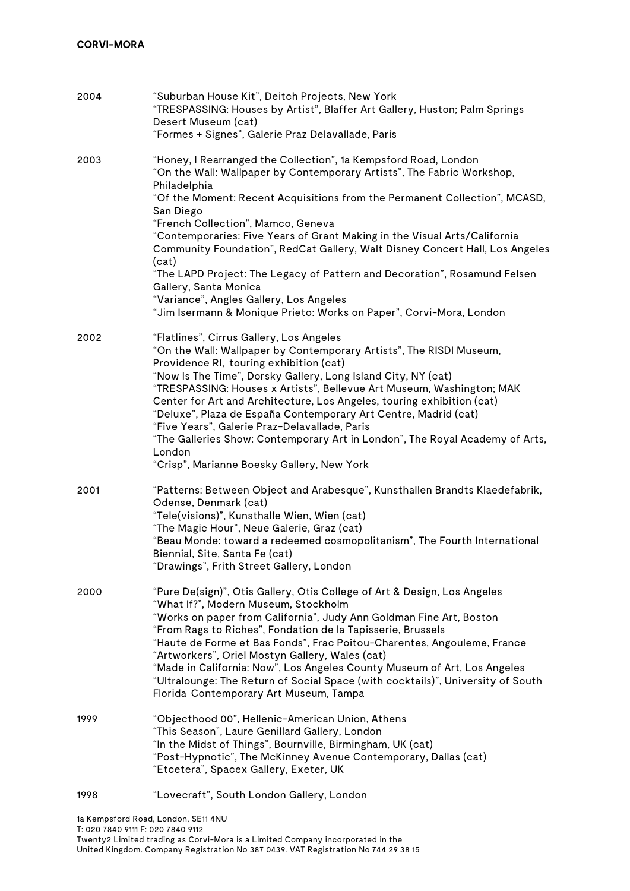| | |
|---|---|
| 2004 | "Suburban House Kit", Deitch Projects, New York<br>"TRESPASSING: Houses by Artist", Blaffer Art Gallery, Huston; Palm Springs Desert Museum (cat)<br>"Formes + Signes", Galerie Praz Delavallade, Paris |
| 2003 | "Honey, I Rearranged the Collection", 1a Kempsford Road, London<br>"On the Wall: Wallpaper by Contemporary Artists", The Fabric Workshop, Philadelphia<br>"Of the Moment: Recent Acquisitions from the Permanent Collection", MCASD, San Diego<br>"French Collection", Mamco, Geneva<br>"Contemporaries: Five Years of Grant Making in the Visual Arts/California Community Foundation", RedCat Gallery, Walt Disney Concert Hall, Los Angeles (cat)<br>"The LAPD Project: The Legacy of Pattern and Decoration", Rosamund Felsen Gallery, Santa Monica<br>"Variance", Angles Gallery, Los Angeles<br>"Jim Isermann & Monique Prieto: Works on Paper", Corvi-Mora, London |
| 2002 | "Flatlines", Cirrus Gallery, Los Angeles<br>"On the Wall: Wallpaper by Contemporary Artists", The RISDI Museum, Providence RI, touring exhibition (cat)<br>"Now Is The Time", Dorsky Gallery, Long Island City, NY (cat)<br>"TRESPASSING: Houses x Artists", Bellevue Art Museum, Washington; MAK Center for Art and Architecture, Los Angeles, touring exhibition (cat)<br>"Deluxe", Plaza de España Contemporary Art Centre, Madrid (cat)<br>"Five Years", Galerie Praz-Delavallade, Paris<br>"The Galleries Show: Contemporary Art in London", The Royal Academy of Arts, London<br>"Crisp", Marianne Boesky Gallery, New York |
| 2001 | "Patterns: Between Object and Arabesque", Kunsthallen Brandts Klaedefabrik, Odense, Denmark (cat)<br>"Tele(visions)", Kunsthalle Wien, Wien (cat)<br>"The Magic Hour", Neue Galerie, Graz (cat)<br>"Beau Monde: toward a redeemed cosmopolitanism", The Fourth International Biennial, Site, Santa Fe (cat)<br>"Drawings", Frith Street Gallery, London |
| 2000 | "Pure De(sign)", Otis Gallery, Otis College of Art & Design, Los Angeles<br>"What If?", Modern Museum, Stockholm<br>"Works on paper from California", Judy Ann Goldman Fine Art, Boston<br>"From Rags to Riches", Fondation de la Tapisserie, Brussels<br>"Haute de Forme et Bas Fonds", Frac Poitou-Charentes, Angouleme, France<br>"Artworkers", Oriel Mostyn Gallery, Wales (cat)<br>"Made in California: Now", Los Angeles County Museum of Art, Los Angeles<br>"Ultralounge: The Return of Social Space (with cocktails)", University of South Florida Contemporary Art Museum, Tampa |
| 1999 | "Objecthood 00", Hellenic-American Union, Athens<br>"This Season", Laure Genillard Gallery, London<br>"In the Midst of Things", Bournville, Birmingham, UK (cat)<br>"Post-Hypnotic", The McKinney Avenue Contemporary, Dallas (cat)<br>"Etcetera", Spacex Gallery, Exeter, UK |
| 1998 | "Lovecraft", South London Gallery, London |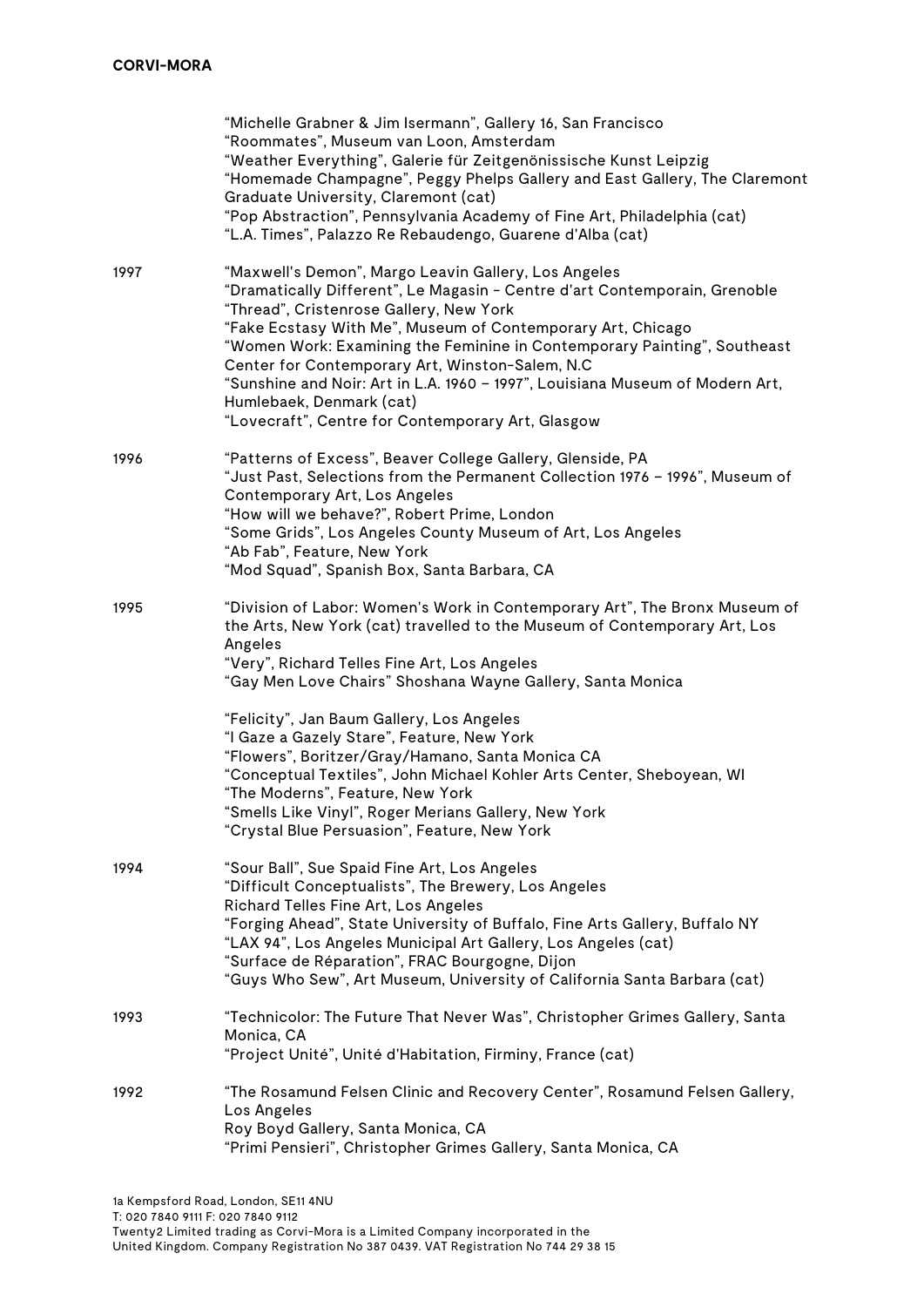“Michelle Grabner & Jim Isermann”, Gallery 16, San Francisco
“Roommates”, Museum van Loon, Amsterdam
“Weather Everything”, Galerie für Zeitgenönissische Kunst Leipzig
“Homemade Champagne”, Peggy Phelps Gallery and East Gallery, The Claremont Graduate University, Claremont (cat)
“Pop Abstraction”, Pennsylvania Academy of Fine Art, Philadelphia (cat)
“L.A. Times”, Palazzo Re Rebaudengo, Guarene d'Alba (cat)

**1997**

“Maxwell's Demon”, Margo Leavin Gallery, Los Angeles
“Dramatically Different”, Le Magasin - Centre d'art Contemporain, Grenoble
“Thread”, Cristenrose Gallery, New York
“Fake Ecstasy With Me”, Museum of Contemporary Art, Chicago
“Women Work: Examining the Feminine in Contemporary Painting”, Southeast Center for Contemporary Art, Winston-Salem, N.C
“Sunshine and Noir: Art in L.A. 1960 – 1997”, Louisiana Museum of Modern Art, Humlebaek, Denmark (cat)
“Lovecraft”, Centre for Contemporary Art, Glasgow

**1996**

“Patterns of Excess”, Beaver College Gallery, Glenside, PA
“Just Past, Selections from the Permanent Collection 1976 – 1996”, Museum of Contemporary Art, Los Angeles
“How will we behave?”, Robert Prime, London
“Some Grids”, Los Angeles County Museum of Art, Los Angeles
“Ab Fab”, Feature, New York
“Mod Squad”, Spanish Box, Santa Barbara, CA

**1995**

“Division of Labor: Women's Work in Contemporary Art”, The Bronx Museum of the Arts, New York (cat) travelled to the Museum of Contemporary Art, Los Angeles
“Very”, Richard Telles Fine Art, Los Angeles
“Gay Men Love Chairs” Shoshana Wayne Gallery, Santa Monica

“Felicity”, Jan Baum Gallery, Los Angeles
“I Gaze a Gazely Stare”, Feature, New York
“Flowers”, Boritzer/Gray/Hamano, Santa Monica CA
“Conceptual Textiles”, John Michael Kohler Arts Center, Sheboyean, WI
“The Moderns”, Feature, New York
“Smells Like Vinyl”, Roger Merians Gallery, New York
“Crystal Blue Persuasion”, Feature, New York

**1994**

“Sour Ball”, Sue Spaid Fine Art, Los Angeles
“Difficult Conceptualists”, The Brewery, Los Angeles
Richard Telles Fine Art, Los Angeles
“Forging Ahead”, State University of Buffalo, Fine Arts Gallery, Buffalo NY
“LAX 94”, Los Angeles Municipal Art Gallery, Los Angeles (cat)
“Surface de Réparation”, FRAC Bourgogne, Dijon
“Guys Who Sew”, Art Museum, University of California Santa Barbara (cat)

**1993**

“Technicolor: The Future That Never Was”, Christopher Grimes Gallery, Santa Monica, CA
“Project Unité”, Unité d'Habitation, Firminy, France (cat)

**1992**

“The Rosamund Felsen Clinic and Recovery Center”, Rosamund Felsen Gallery, Los Angeles
Roy Boyd Gallery, Santa Monica, CA
“Primi Pensieri”, Christopher Grimes Gallery, Santa Monica, CA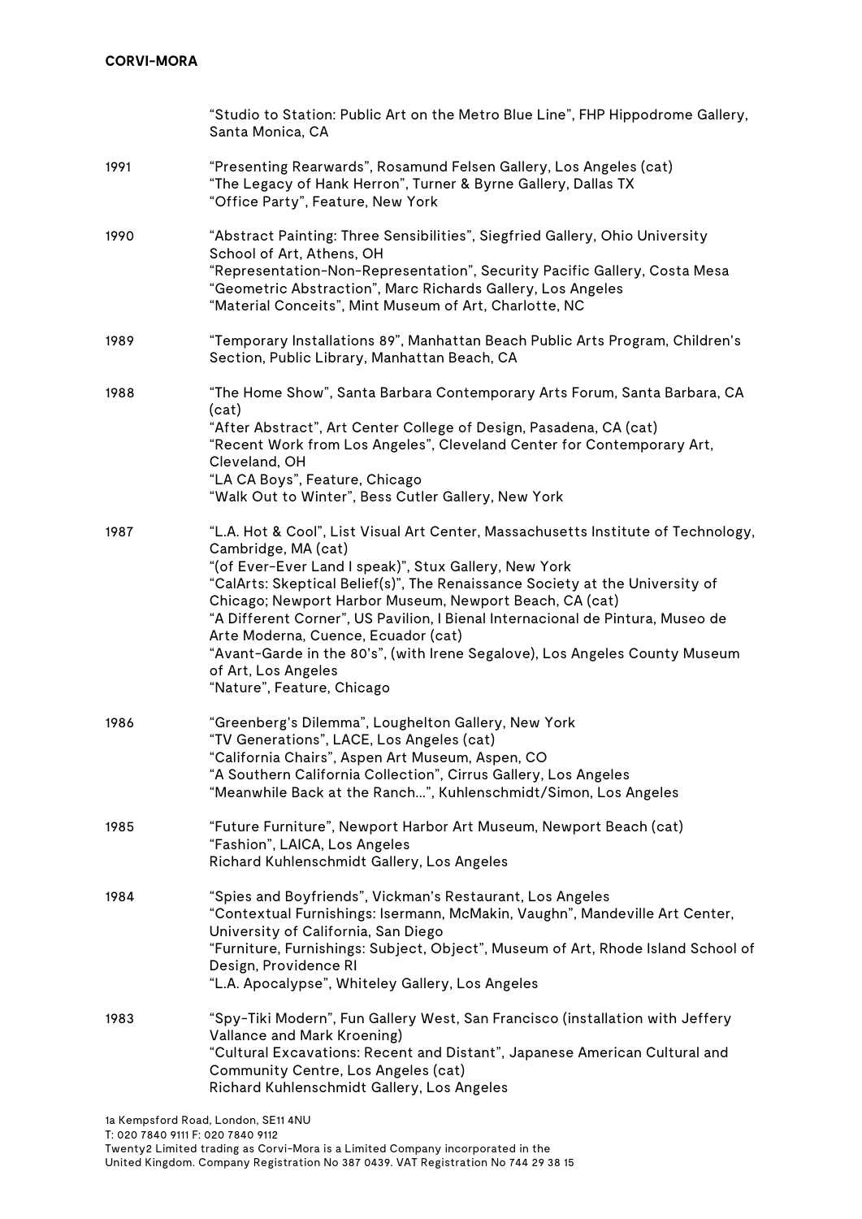"Studio to Station: Public Art on the Metro Blue Line", FHP Hippodrome Gallery, Santa Monica, CA

1991
"Presenting Rearwards", Rosamund Felsen Gallery, Los Angeles (cat)
"The Legacy of Hank Herron", Turner & Byrne Gallery, Dallas TX
"Office Party", Feature, New York

1990
"Abstract Painting: Three Sensibilities", Siegfried Gallery, Ohio University School of Art, Athens, OH
"Representation-Non-Representation", Security Pacific Gallery, Costa Mesa
"Geometric Abstraction", Marc Richards Gallery, Los Angeles
"Material Conceits", Mint Museum of Art, Charlotte, NC

1989
"Temporary Installations 89", Manhattan Beach Public Arts Program, Children's Section, Public Library, Manhattan Beach, CA

1988
"The Home Show", Santa Barbara Contemporary Arts Forum, Santa Barbara, CA (cat)
"After Abstract", Art Center College of Design, Pasadena, CA (cat)
"Recent Work from Los Angeles", Cleveland Center for Contemporary Art, Cleveland, OH
"LA CA Boys", Feature, Chicago
"Walk Out to Winter", Bess Cutler Gallery, New York

1987
"L.A. Hot & Cool", List Visual Art Center, Massachusetts Institute of Technology, Cambridge, MA (cat)
"(of Ever-Ever Land I speak)", Stux Gallery, New York
"CalArts: Skeptical Belief(s)", The Renaissance Society at the University of Chicago; Newport Harbor Museum, Newport Beach, CA (cat)
"A Different Corner", US Pavilion, I Bienal Internacional de Pintura, Museo de Arte Moderna, Cuence, Ecuador (cat)
"Avant-Garde in the 80's", (with Irene Segalove), Los Angeles County Museum of Art, Los Angeles
"Nature", Feature, Chicago

1986
"Greenberg's Dilemma", Loughelton Gallery, New York
"TV Generations", LACE, Los Angeles (cat)
"California Chairs", Aspen Art Museum, Aspen, CO
"A Southern California Collection", Cirrus Gallery, Los Angeles
"Meanwhile Back at the Ranch...", Kuhlenschmidt/Simon, Los Angeles

1985
"Future Furniture", Newport Harbor Art Museum, Newport Beach (cat)
"Fashion", LAICA, Los Angeles
Richard Kuhlenschmidt Gallery, Los Angeles

1984
"Spies and Boyfriends", Vickman's Restaurant, Los Angeles
"Contextual Furnishings: Isermann, McMakin, Vaughn", Mandeville Art Center, University of California, San Diego
"Furniture, Furnishings: Subject, Object", Museum of Art, Rhode Island School of Design, Providence RI
"L.A. Apocalypse", Whiteley Gallery, Los Angeles

1983
"Spy-Tiki Modern", Fun Gallery West, San Francisco (installation with Jeffery Vallance and Mark Kroening)
"Cultural Excavations: Recent and Distant", Japanese American Cultural and Community Centre, Los Angeles (cat)
Richard Kuhlenschmidt Gallery, Los Angeles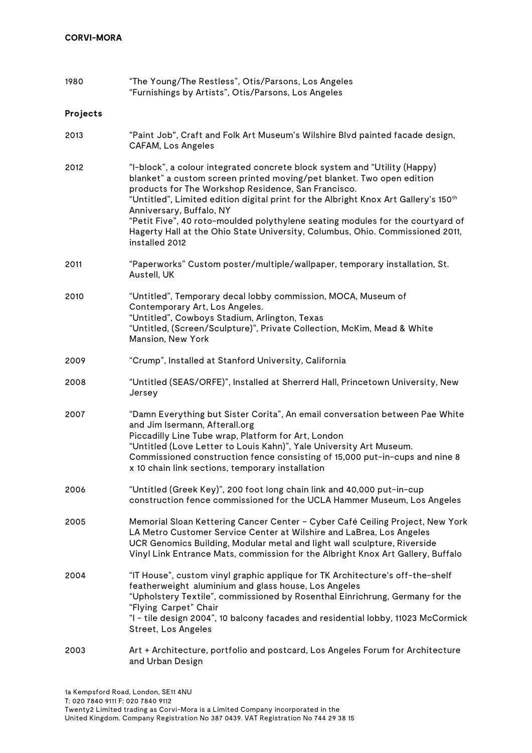| | |
|---|---|
| 1980 | "The Young/The Restless", Otis/Parsons, Los Angeles<br>"Furnishings by Artists", Otis/Parsons, Los Angeles |

**Projects**

| | |
|---|---|
| 2013 | "Paint Job", Craft and Folk Art Museum's Wilshire Blvd painted facade design, CAFAM, Los Angeles |
| 2012 | "I-block", a colour integrated concrete block system and "Utility (Happy) blanket" a custom screen printed moving/pet blanket. Two open edition products for The Workshop Residence, San Francisco.<br>"Untitled", Limited edition digital print for the Albright Knox Art Gallery's 150th Anniversary, Buffalo, NY<br>"Petit Five", 40 roto-moulded polythylene seating modules for the courtyard of Hagerty Hall at the Ohio State University, Columbus, Ohio. Commissioned 2011, installed 2012 |
| 2011 | "Paperworks" Custom poster/multiple/wallpaper, temporary installation, St. Austell, UK |
| 2010 | "Untitled", Temporary decal lobby commission, MOCA, Museum of Contemporary Art, Los Angeles.<br>"Untitled", Cowboys Stadium, Arlington, Texas<br>"Untitled, (Screen/Sculpture)", Private Collection, McKim, Mead & White Mansion, New York |
| 2009 | "Crump", Installed at Stanford University, California |
| 2008 | "Untitled (SEAS/ORFE)", Installed at Sherrerd Hall, Princetown University, New Jersey |
| 2007 | "Damn Everything but Sister Corita", An email conversation between Pae White and Jim Isermann, Afterall.org<br>Piccadilly Line Tube wrap, Platform for Art, London<br>"Untitled (Love Letter to Louis Kahn)", Yale University Art Museum. Commissioned construction fence consisting of 15,000 put-in-cups and nine 8 x 10 chain link sections, temporary installation |
| 2006 | "Untitled (Greek Key)", 200 foot long chain link and 40,000 put-in-cup construction fence commissioned for the UCLA Hammer Museum, Los Angeles |
| 2005 | Memorial Sloan Kettering Cancer Center – Cyber Café Ceiling Project, New York<br>LA Metro Customer Service Center at Wilshire and LaBrea, Los Angeles<br>UCR Genomics Building, Modular metal and light wall sculpture, Riverside<br>Vinyl Link Entrance Mats, commission for the Albright Knox Art Gallery, Buffalo |
| 2004 | "IT House", custom vinyl graphic applique for TK Architecture's off-the-shelf featherweight aluminium and glass house, Los Angeles<br>"Upholstery Textile", commissioned by Rosenthal Einrichrung, Germany for the "Flying Carpet" Chair<br>"I - tile design 2004", 10 balcony facades and residential lobby, 11023 McCormick Street, Los Angeles |
| 2003 | Art + Architecture, portfolio and postcard, Los Angeles Forum for Architecture and Urban Design |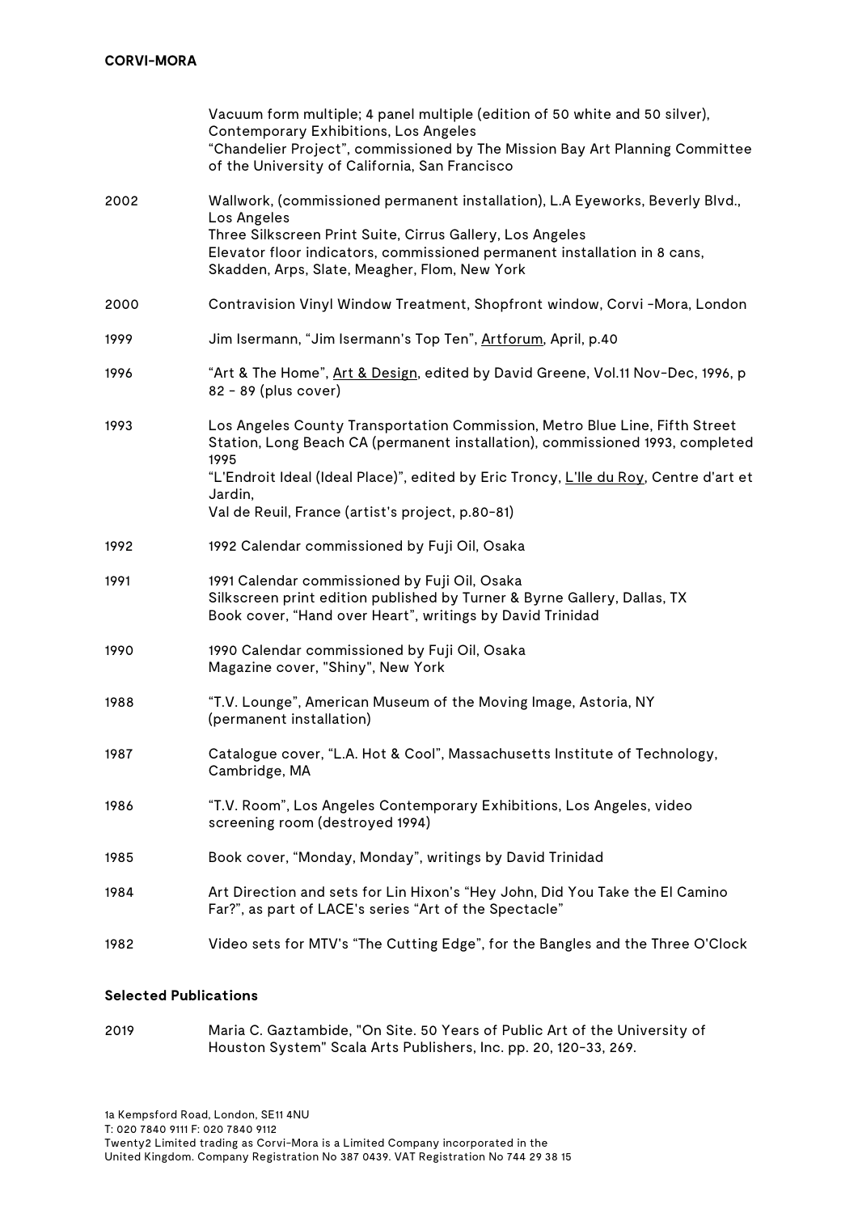| | |
|---|---|
| | Vacuum form multiple; 4 panel multiple (edition of 50 white and 50 silver), Contemporary Exhibitions, Los Angeles<br>“Chandelier Project”, commissioned by The Mission Bay Art Planning Committee of the University of California, San Francisco |
| 2002 | Wallwork, (commissioned permanent installation), L.A Eyeworks, Beverly Blvd., Los Angeles<br>Three Silkscreen Print Suite, Cirrus Gallery, Los Angeles<br>Elevator floor indicators, commissioned permanent installation in 8 cans, Skadden, Arps, Slate, Meagher, Flom, New York |
| 2000 | Contravision Vinyl Window Treatment, Shopfront window, Corvi -Mora, London |
| 1999 | Jim Isermann, “Jim Isermann's Top Ten”, Artforum, April, p.40 |
| 1996 | “Art & The Home”, Art & Design, edited by David Greene, Vol.11 Nov-Dec, 1996, p 82 - 89 (plus cover) |
| 1993 | Los Angeles County Transportation Commission, Metro Blue Line, Fifth Street Station, Long Beach CA (permanent installation), commissioned 1993, completed 1995<br>“L'Endroit Ideal (Ideal Place)”, edited by Eric Troncy, L'Ile du Roy, Centre d'art et Jardin,<br>Val de Reuil, France (artist's project, p.80-81) |
| 1992 | 1992 Calendar commissioned by Fuji Oil, Osaka |
| 1991 | 1991 Calendar commissioned by Fuji Oil, Osaka<br>Silkscreen print edition published by Turner & Byrne Gallery, Dallas, TX<br>Book cover, “Hand over Heart”, writings by David Trinidad |
| 1990 | 1990 Calendar commissioned by Fuji Oil, Osaka<br>Magazine cover, "Shiny", New York |
| 1988 | “T.V. Lounge”, American Museum of the Moving Image, Astoria, NY (permanent installation) |
| 1987 | Catalogue cover, “L.A. Hot & Cool”, Massachusetts Institute of Technology, Cambridge, MA |
| 1986 | “T.V. Room”, Los Angeles Contemporary Exhibitions, Los Angeles, video screening room (destroyed 1994) |
| 1985 | Book cover, “Monday, Monday”, writings by David Trinidad |
| 1984 | Art Direction and sets for Lin Hixon's “Hey John, Did You Take the El Camino Far?”, as part of LACE's series “Art of the Spectacle” |
| 1982 | Video sets for MTV's “The Cutting Edge”, for the Bangles and the Three O'Clock |

**Selected Publications**

| | |
|---|---|
| 2019 | Maria C. Gaztambide, "On Site. 50 Years of Public Art of the University of Houston System" Scala Arts Publishers, Inc. pp. 20, 120-33, 269. |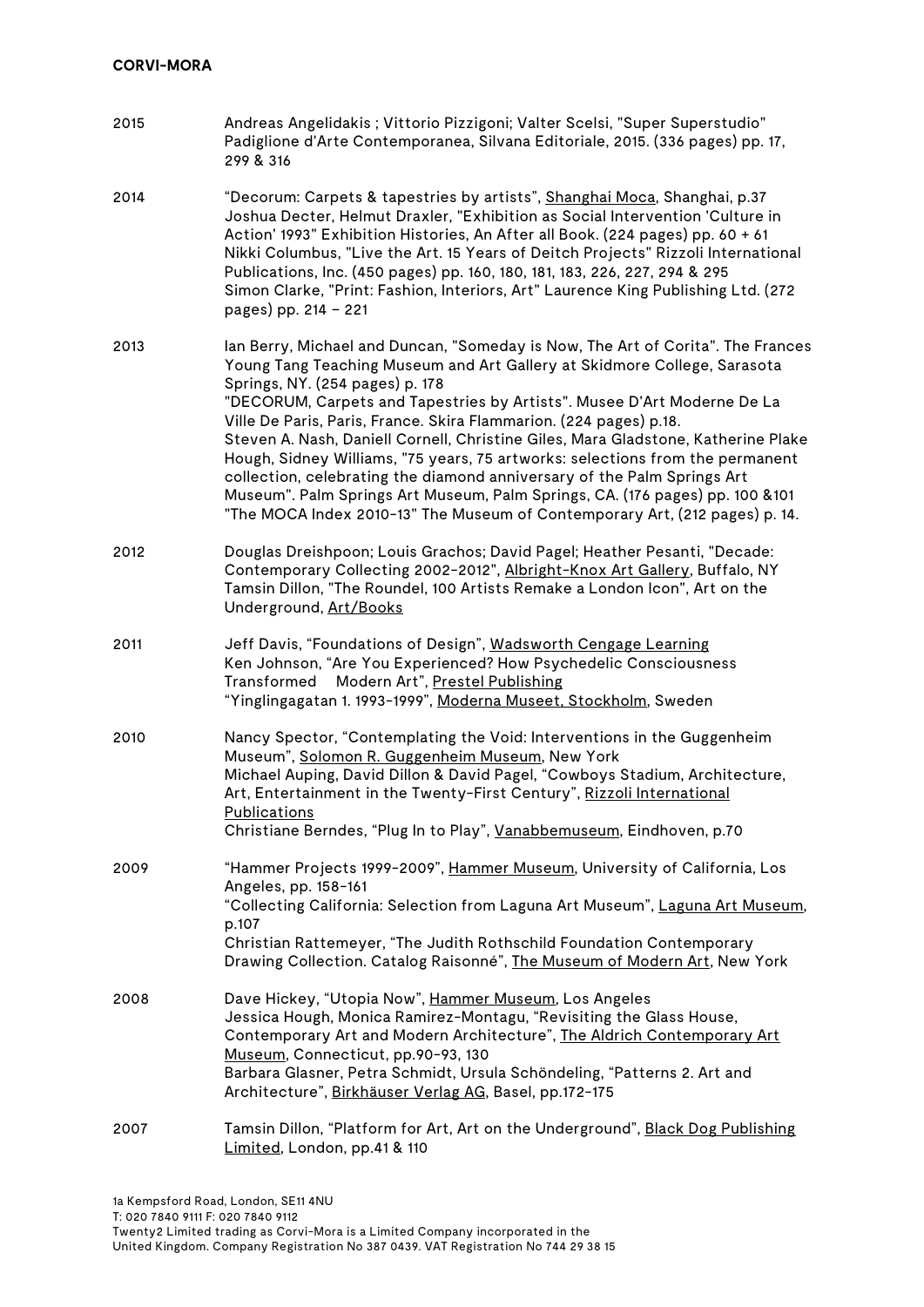| | |
|---|---|
| 2015 | Andreas Angelidakis ; Vittorio Pizzigoni; Valter Scelsi, "Super Superstudio" Padiglione d'Arte Contemporanea, Silvana Editoriale, 2015. (336 pages) pp. 17, 299 & 316 |
| 2014 | "Decorum: Carpets & tapestries by artists", Shanghai Moca, Shanghai, p.37<br>Joshua Decter, Helmut Draxler, "Exhibition as Social Intervention 'Culture in Action' 1993" Exhibition Histories, An After all Book. (224 pages) pp. 60 + 61<br>Nikki Columbus, "Live the Art. 15 Years of Deitch Projects" Rizzoli International Publications, Inc. (450 pages) pp. 160, 180, 181, 183, 226, 227, 294 & 295<br>Simon Clarke, "Print: Fashion, Interiors, Art" Laurence King Publishing Ltd. (272 pages) pp. 214 – 221 |
| 2013 | Ian Berry, Michael and Duncan, "Someday is Now, The Art of Corita". The Frances Young Tang Teaching Museum and Art Gallery at Skidmore College, Sarasota Springs, NY. (254 pages) p. 178<br>"DECORUM, Carpets and Tapestries by Artists". Musee D'Art Moderne De La Ville De Paris, Paris, France. Skira Flammarion. (224 pages) p.18.<br>Steven A. Nash, Daniell Cornell, Christine Giles, Mara Gladstone, Katherine Plake Hough, Sidney Williams, "75 years, 75 artworks: selections from the permanent collection, celebrating the diamond anniversary of the Palm Springs Art Museum". Palm Springs Art Museum, Palm Springs, CA. (176 pages) pp. 100 &101<br>"The MOCA Index 2010-13" The Museum of Contemporary Art, (212 pages) p. 14. |
| 2012 | Douglas Dreishpoon; Louis Grachos; David Pagel; Heather Pesanti, "Decade: Contemporary Collecting 2002-2012", Albright-Knox Art Gallery, Buffalo, NY<br>Tamsin Dillon, "The Roundel, 100 Artists Remake a London Icon", Art on the Underground, Art/Books |
| 2011 | Jeff Davis, "Foundations of Design", Wadsworth Cengage Learning<br>Ken Johnson, "Are You Experienced? How Psychedelic Consciousness Transformed Modern Art", Prestel Publishing<br>"Yinglingagatan 1. 1993-1999", Moderna Museet, Stockholm, Sweden |
| 2010 | Nancy Spector, "Contemplating the Void: Interventions in the Guggenheim Museum", Solomon R. Guggenheim Museum, New York<br>Michael Auping, David Dillon & David Pagel, "Cowboys Stadium, Architecture, Art, Entertainment in the Twenty-First Century", Rizzoli International Publications<br>Christiane Berndes, "Plug In to Play", Vanabbemuseum, Eindhoven, p.70 |
| 2009 | "Hammer Projects 1999-2009", Hammer Museum, University of California, Los Angeles, pp. 158-161<br>"Collecting California: Selection from Laguna Art Museum", Laguna Art Museum, p.107<br>Christian Rattemeyer, "The Judith Rothschild Foundation Contemporary Drawing Collection. Catalog Raisonné", The Museum of Modern Art, New York |
| 2008 | Dave Hickey, "Utopia Now", Hammer Museum, Los Angeles<br>Jessica Hough, Monica Ramirez-Montagu, "Revisiting the Glass House, Contemporary Art and Modern Architecture", The Aldrich Contemporary Art Museum, Connecticut, pp.90-93, 130<br>Barbara Glasner, Petra Schmidt, Ursula Schöndeling, "Patterns 2. Art and Architecture", Birkhäuser Verlag AG, Basel, pp.172-175 |
| 2007 | Tamsin Dillon, "Platform for Art, Art on the Underground", Black Dog Publishing Limited, London, pp.41 & 110 |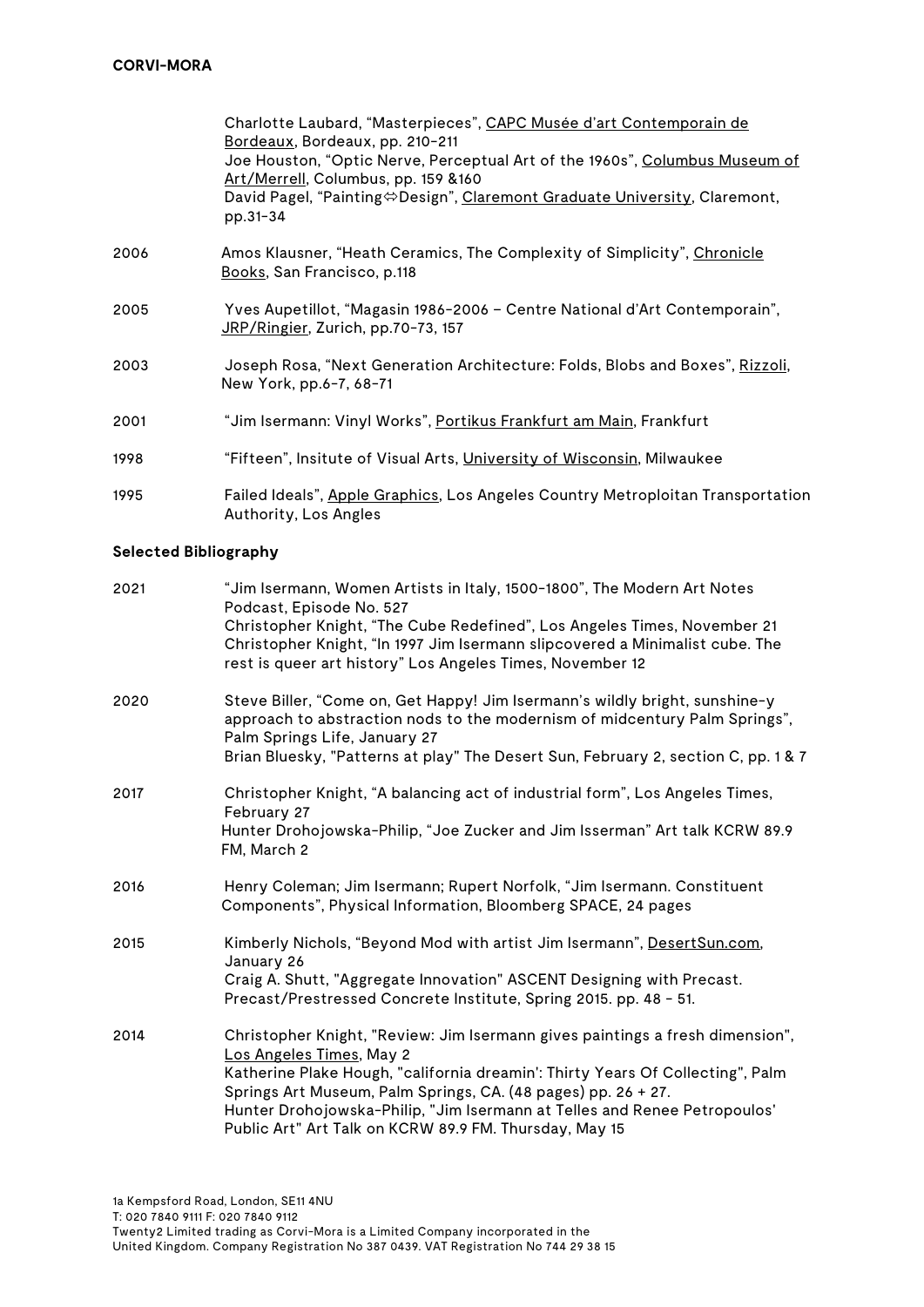**CORVI-MORA**

| | |
|---|---|
| | Charlotte Laubard, “Masterpieces”, CAPC Musée d’art Contemporain de Bordeaux, Bordeaux, pp. 210-211<br>Joe Houston, “Optic Nerve, Perceptual Art of the 1960s”, Columbus Museum of Art/Merrell, Columbus, pp. 159 &160<br>David Pagel, “Painting⇔Design”, Claremont Graduate University, Claremont, pp.31-34 |
| 2006 | Amos Klausner, “Heath Ceramics, The Complexity of Simplicity”, Chronicle Books, San Francisco, p.118 |
| 2005 | Yves Aupetillot, “Magasin 1986-2006 – Centre National d’Art Contemporain”, JRP/Ringier, Zurich, pp.70-73, 157 |
| 2003 | Joseph Rosa, “Next Generation Architecture: Folds, Blobs and Boxes”, Rizzoli, New York, pp.6-7, 68-71 |
| 2001 | “Jim Isermann: Vinyl Works”, Portikus Frankfurt am Main, Frankfurt |
| 1998 | “Fifteen”, Insitute of Visual Arts, University of Wisconsin, Milwaukee |
| 1995 | Failed Ideals”, Apple Graphics, Los Angeles Country Metroploitan Transportation Authority, Los Angles |

## Selected Bibliography

| | |
|---|---|
| 2021 | “Jim Isermann, Women Artists in Italy, 1500-1800”, The Modern Art Notes Podcast, Episode No. 527<br>Christopher Knight, “The Cube Redefined”, Los Angeles Times, November 21<br>Christopher Knight, “In 1997 Jim Isermann slipcovered a Minimalist cube. The rest is queer art history” Los Angeles Times, November 12 |
| 2020 | Steve Biller, “Come on, Get Happy! Jim Isermann’s wildly bright, sunshine-y approach to abstraction nods to the modernism of midcentury Palm Springs”, Palm Springs Life, January 27<br>Brian Bluesky, "Patterns at play" The Desert Sun, February 2, section C, pp. 1 & 7 |
| 2017 | Christopher Knight, “A balancing act of industrial form”, Los Angeles Times, February 27<br>Hunter Drohojowska-Philip, “Joe Zucker and Jim Isserman” Art talk KCRW 89.9 FM, March 2 |
| 2016 | Henry Coleman; Jim Isermann; Rupert Norfolk, “Jim Isermann. Constituent Components”, Physical Information, Bloomberg SPACE, 24 pages |
| 2015 | Kimberly Nichols, “Beyond Mod with artist Jim Isermann”, DesertSun.com, January 26<br>Craig A. Shutt, "Aggregate Innovation" ASCENT Designing with Precast. Precast/Prestressed Concrete Institute, Spring 2015. pp. 48 - 51. |
| 2014 | Christopher Knight, "Review: Jim Isermann gives paintings a fresh dimension", Los Angeles Times, May 2<br>Katherine Plake Hough, "california dreamin': Thirty Years Of Collecting", Palm Springs Art Museum, Palm Springs, CA. (48 pages) pp. 26 + 27.<br>Hunter Drohojowska-Philip, "Jim Isermann at Telles and Renee Petropoulos' Public Art" Art Talk on KCRW 89.9 FM. Thursday, May 15 |

1a Kempsford Road, London, SE11 4NU
T: 020 7840 9111 F: 020 7840 9112
Twenty2 Limited trading as Corvi-Mora is a Limited Company incorporated in the United Kingdom. Company Registration No 387 0439. VAT Registration No 744 29 38 15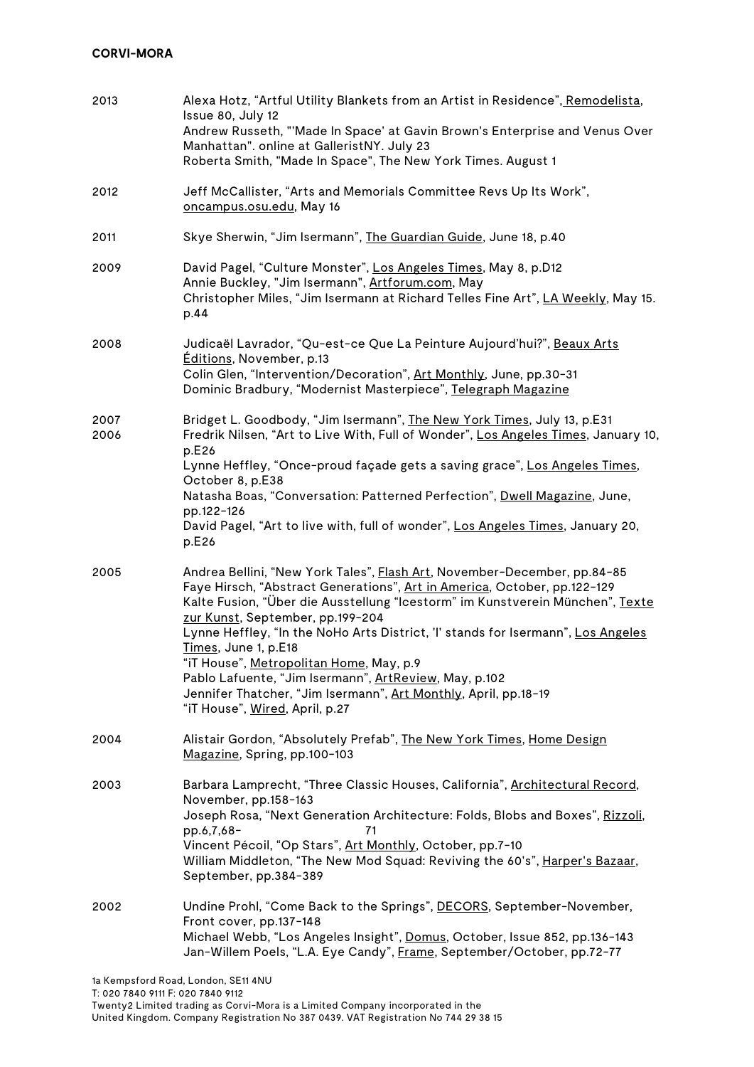**CORVI-MORA**

2013
Alexa Hotz, "Artful Utility Blankets from an Artist in Residence", Remodelista, Issue 80, July 12
Andrew Russeth, "'Made In Space' at Gavin Brown's Enterprise and Venus Over Manhattan". online at GalleristNY. July 23
Roberta Smith, "Made In Space", The New York Times. August 1

2012
Jeff McCallister, "Arts and Memorials Committee Revs Up Its Work", oncampus.osu.edu, May 16

2011
Skye Sherwin, "Jim Isermann", The Guardian Guide, June 18, p.40

2009
David Pagel, "Culture Monster", Los Angeles Times, May 8, p.D12
Annie Buckley, "Jim Isermann", Artforum.com, May
Christopher Miles, "Jim Isermann at Richard Telles Fine Art", LA Weekly, May 15. p.44

2008
Judicaël Lavrador, "Qu-est-ce Que La Peinture Aujourd'hui?", Beaux Arts Éditions, November, p.13
Colin Glen, "Intervention/Decoration", Art Monthly, June, pp.30-31
Dominic Bradbury, "Modernist Masterpiece", Telegraph Magazine

2007
Bridget L. Goodbody, "Jim Isermann", The New York Times, July 13, p.E31

2006
Fredrik Nilsen, "Art to Live With, Full of Wonder", Los Angeles Times, January 10, p.E26
Lynne Heffley, "Once-proud façade gets a saving grace", Los Angeles Times, October 8, p.E38
Natasha Boas, "Conversation: Patterned Perfection", Dwell Magazine, June, pp.122-126
David Pagel, "Art to live with, full of wonder", Los Angeles Times, January 20, p.E26

2005
Andrea Bellini, "New York Tales", Flash Art, November-December, pp.84-85
Faye Hirsch, "Abstract Generations", Art in America, October, pp.122-129
Kalte Fusion, "Über die Ausstellung "Icestorm" im Kunstverein München", Texte zur Kunst, September, pp.199-204
Lynne Heffley, "In the NoHo Arts District, 'I' stands for Isermann", Los Angeles Times, June 1, p.E18
"iT House", Metropolitan Home, May, p.9
Pablo Lafuente, "Jim Isermann", ArtReview, May, p.102
Jennifer Thatcher, "Jim Isermann", Art Monthly, April, pp.18-19
"iT House", Wired, April, p.27

2004
Alistair Gordon, "Absolutely Prefab", The New York Times, Home Design Magazine, Spring, pp.100-103

2003
Barbara Lamprecht, "Three Classic Houses, California", Architectural Record, November, pp.158-163
Joseph Rosa, "Next Generation Architecture: Folds, Blobs and Boxes", Rizzoli, pp.6,7,68-71
Vincent Pécoil, "Op Stars", Art Monthly, October, pp.7-10
William Middleton, "The New Mod Squad: Reviving the 60's", Harper's Bazaar, September, pp.384-389

2002
Undine Prohl, "Come Back to the Springs", DECORS, September-November, Front cover, pp.137-148
Michael Webb, "Los Angeles Insight", Domus, October, Issue 852, pp.136-143
Jan-Willem Poels, "L.A. Eye Candy", Frame, September/October, pp.72-77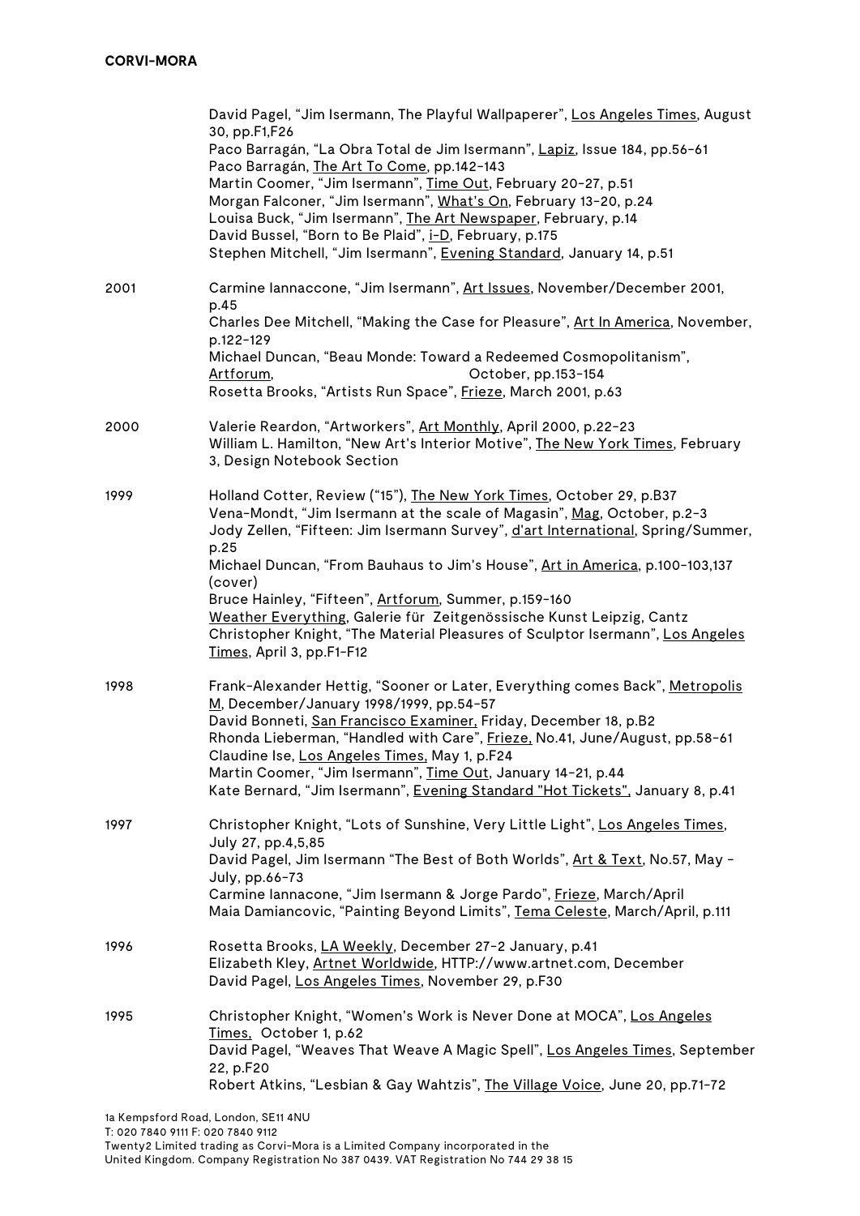David Pagel, "Jim Isermann, The Playful Wallpaperer", Los Angeles Times, August 30, pp.F1,F26
Paco Barragán, "La Obra Total de Jim Isermann", Lapiz, Issue 184, pp.56-61
Paco Barragán, The Art To Come, pp.142-143
Martin Coomer, "Jim Isermann", Time Out, February 20-27, p.51
Morgan Falconer, "Jim Isermann", What's On, February 13-20, p.24
Louisa Buck, "Jim Isermann", The Art Newspaper, February, p.14
David Bussel, "Born to Be Plaid", i-D, February, p.175
Stephen Mitchell, "Jim Isermann", Evening Standard, January 14, p.51

**2001**

Carmine Iannaccone, "Jim Isermann", Art Issues, November/December 2001, p.45
Charles Dee Mitchell, "Making the Case for Pleasure", Art In America, November, p.122-129
Michael Duncan, "Beau Monde: Toward a Redeemed Cosmopolitanism", Artforum, October, pp.153-154
Rosetta Brooks, "Artists Run Space", Frieze, March 2001, p.63

**2000**

Valerie Reardon, "Artworkers", Art Monthly, April 2000, p.22-23
William L. Hamilton, "New Art's Interior Motive", The New York Times, February 3, Design Notebook Section

**1999**

Holland Cotter, Review ("15"), The New York Times, October 29, p.B37
Vena-Mondt, "Jim Isermann at the scale of Magasin", Mag, October, p.2-3
Jody Zellen, "Fifteen: Jim Isermann Survey", d'art International, Spring/Summer, p.25
Michael Duncan, "From Bauhaus to Jim's House", Art in America, p.100-103,137 (cover)
Bruce Hainley, "Fifteen", Artforum, Summer, p.159-160
Weather Everything, Galerie für Zeitgenössische Kunst Leipzig, Cantz
Christopher Knight, "The Material Pleasures of Sculptor Isermann", Los Angeles Times, April 3, pp.F1-F12

**1998**

Frank-Alexander Hettig, "Sooner or Later, Everything comes Back", Metropolis M, December/January 1998/1999, pp.54-57
David Bonneti, San Francisco Examiner, Friday, December 18, p.B2
Rhonda Lieberman, "Handled with Care", Frieze, No.41, June/August, pp.58-61
Claudine Ise, Los Angeles Times, May 1, p.F24
Martin Coomer, "Jim Isermann", Time Out, January 14-21, p.44
Kate Bernard, "Jim Isermann", Evening Standard "Hot Tickets", January 8, p.41

**1997**

Christopher Knight, "Lots of Sunshine, Very Little Light", Los Angeles Times, July 27, pp.4,5,85
David Pagel, Jim Isermann "The Best of Both Worlds", Art & Text, No.57, May - July, pp.66-73
Carmine Iannacone, "Jim Isermann & Jorge Pardo", Frieze, March/April
Maia Damiancovic, "Painting Beyond Limits", Tema Celeste, March/April, p.111

**1996**

Rosetta Brooks, LA Weekly, December 27-2 January, p.41
Elizabeth Kley, Artnet Worldwide, HTTP://www.artnet.com, December
David Pagel, Los Angeles Times, November 29, p.F30

**1995**

Christopher Knight, "Women's Work is Never Done at MOCA", Los Angeles Times, October 1, p.62
David Pagel, "Weaves That Weave A Magic Spell", Los Angeles Times, September 22, p.F20
Robert Atkins, "Lesbian & Gay Wahtzis", The Village Voice, June 20, pp.71-72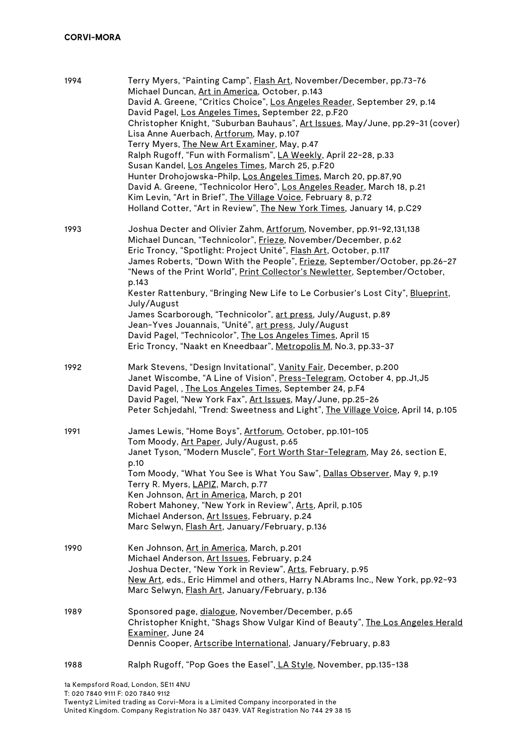| | |
|---|---|
| 1994 | Terry Myers, "Painting Camp", Flash Art, November/December, pp.73-76<br>Michael Duncan, Art in America, October, p.143<br>David A. Greene, "Critics Choice", Los Angeles Reader, September 29, p.14<br>David Pagel, Los Angeles Times, September 22, p.F20<br>Christopher Knight, "Suburban Bauhaus", Art Issues, May/June, pp.29-31 (cover)<br>Lisa Anne Auerbach, Artforum, May, p.107<br>Terry Myers, The New Art Examiner, May, p.47<br>Ralph Rugoff, "Fun with Formalism", LA Weekly, April 22-28, p.33<br>Susan Kandel, Los Angeles Times, March 25, p.F20<br>Hunter Drohojowska-Philp, Los Angeles Times, March 20, pp.87,90<br>David A. Greene, "Technicolor Hero", Los Angeles Reader, March 18, p.21<br>Kim Levin, "Art in Brief", The Village Voice, February 8, p.72<br>Holland Cotter, "Art in Review", The New York Times, January 14, p.C29 |
| 1993 | Joshua Decter and Olivier Zahm, Artforum, November, pp.91-92,131,138<br>Michael Duncan, "Technicolor", Frieze, November/December, p.62<br>Eric Troncy, "Spotlight: Project Unité", Flash Art, October, p.117<br>James Roberts, "Down With the People", Frieze, September/October, pp.26-27<br>"News of the Print World", Print Collector's Newletter, September/October, p.143<br>Kester Rattenbury, "Bringing New Life to Le Corbusier's Lost City", Blueprint, July/August<br>James Scarborough, "Technicolor", art press, July/August, p.89<br>Jean-Yves Jouannais, "Unité", art press, July/August<br>David Pagel, "Technicolor", The Los Angeles Times, April 15<br>Eric Troncy, "Naakt en Kneedbaar", Metropolis M, No.3, pp.33-37 |
| 1992 | Mark Stevens, "Design Invitational", Vanity Fair, December, p.200<br>Janet Wiscombe, "A Line of Vision", Press-Telegram, October 4, pp.J1,J5<br>David Pagel, , The Los Angeles Times, September 24, p.F4<br>David Pagel, "New York Fax", Art Issues, May/June, pp.25-26<br>Peter Schjedahl, "Trend: Sweetness and Light", The Village Voice, April 14, p.105 |
| 1991 | James Lewis, "Home Boys", Artforum, October, pp.101-105<br>Tom Moody, Art Paper, July/August, p.65<br>Janet Tyson, "Modern Muscle", Fort Worth Star-Telegram, May 26, section E, p.10<br>Tom Moody, "What You See is What You Saw", Dallas Observer, May 9, p.19<br>Terry R. Myers, LAPIZ, March, p.77<br>Ken Johnson, Art in America, March, p 201<br>Robert Mahoney, "New York in Review", Arts, April, p.105<br>Michael Anderson, Art Issues, February, p.24<br>Marc Selwyn, Flash Art, January/February, p.136 |
| 1990 | Ken Johnson, Art in America, March, p.201<br>Michael Anderson, Art Issues, February, p.24<br>Joshua Decter, "New York in Review", Arts, February, p.95<br>New Art, eds., Eric Himmel and others, Harry N.Abrams Inc., New York, pp.92-93<br>Marc Selwyn, Flash Art, January/February, p.136 |
| 1989 | Sponsored page, dialogue, November/December, p.65<br>Christopher Knight, "Shags Show Vulgar Kind of Beauty", The Los Angeles Herald Examiner, June 24<br>Dennis Cooper, Artscribe International, January/February, p.83 |
| 1988 | Ralph Rugoff, "Pop Goes the Easel", LA Style, November, pp.135-138 |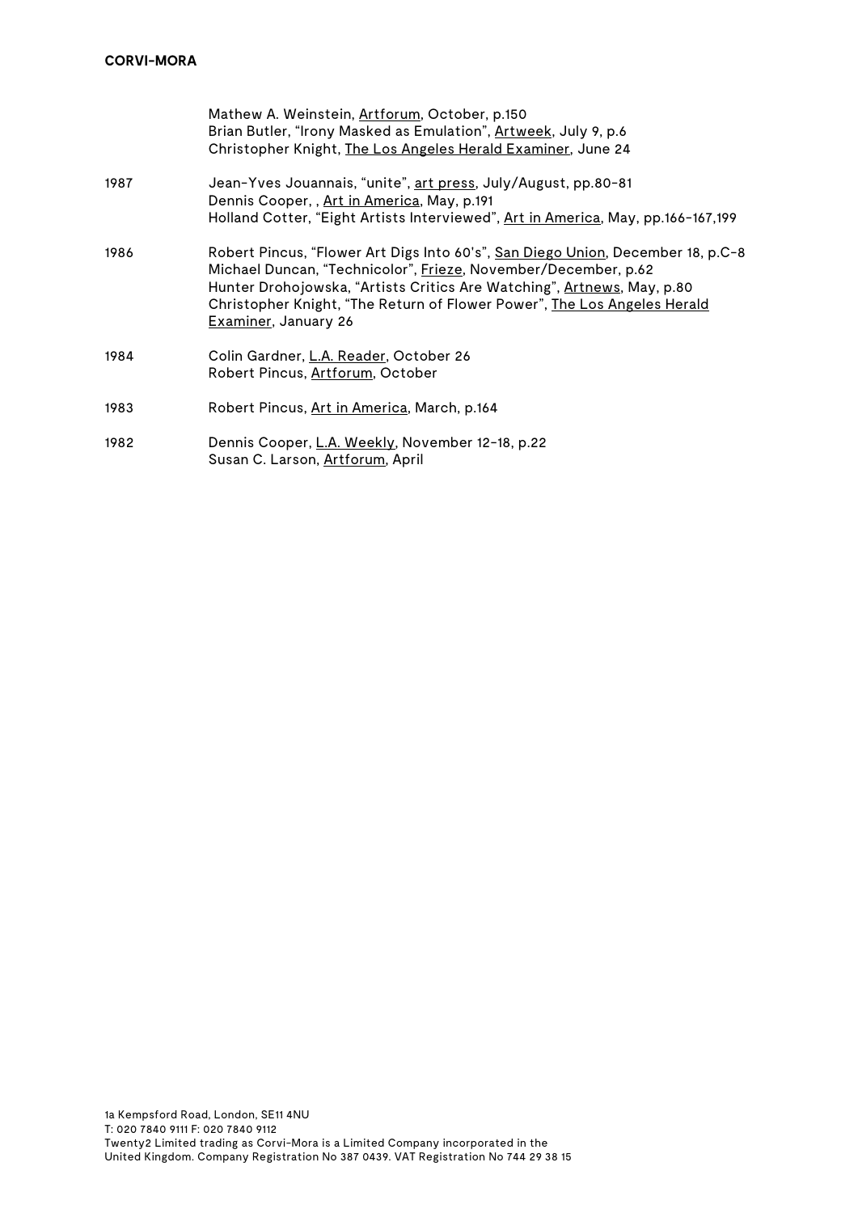| | |
|---|---|
| | Mathew A. Weinstein, Artforum, October, p.150<br>Brian Butler, "Irony Masked as Emulation", Artweek, July 9, p.6<br>Christopher Knight, The Los Angeles Herald Examiner, June 24 |
| 1987 | Jean-Yves Jouannais, "unite", art press, July/August, pp.80-81<br>Dennis Cooper, , Art in America, May, p.191<br>Holland Cotter, "Eight Artists Interviewed", Art in America, May, pp.166-167,199 |
| 1986 | Robert Pincus, "Flower Art Digs Into 60's", San Diego Union, December 18, p.C-8<br>Michael Duncan, "Technicolor", Frieze, November/December, p.62<br>Hunter Drohojowska, "Artists Critics Are Watching", Artnews, May, p.80<br>Christopher Knight, "The Return of Flower Power", The Los Angeles Herald Examiner, January 26 |
| 1984 | Colin Gardner, L.A. Reader, October 26<br>Robert Pincus, Artforum, October |
| 1983 | Robert Pincus, Art in America, March, p.164 |
| 1982 | Dennis Cooper, L.A. Weekly, November 12-18, p.22<br>Susan C. Larson, Artforum, April |